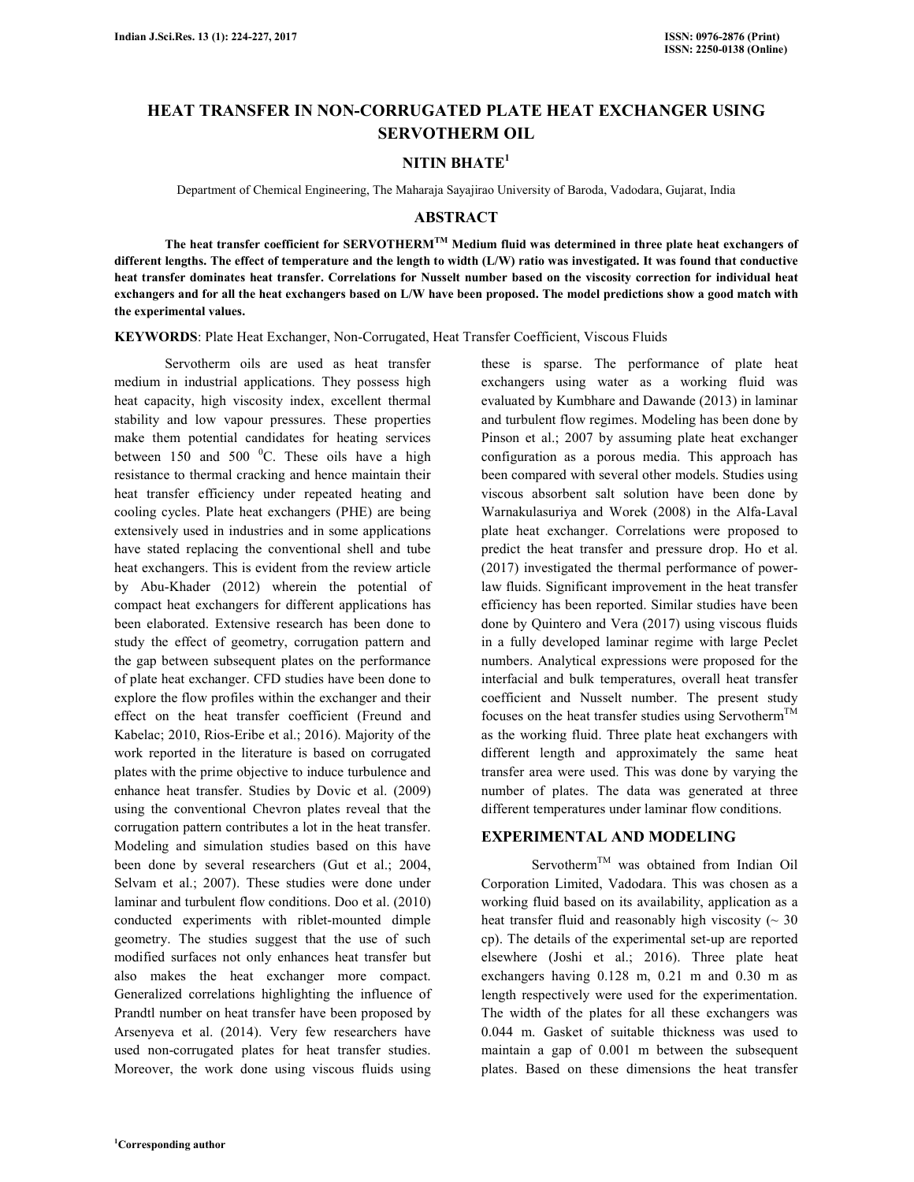# HEAT TRANSFER IN NON-CORRUGATED PLATE HEAT EXCHANGER USING SERVOTHERM OIL

## NITIN BHATE[1]

Department of Chemical Engineering, The Maharaja Sayajirao University of Baroda, Vadodara, Gujarat, India

## ABSTRACT

**The heat transfer coefficient for SERVOTHERM$^{TM}$ Medium fluid was determined in three plate heat exchangers of different lengths. The effect of temperature and the length to width (L/W) ratio was investigated. It was found that conductive heat transfer dominates heat transfer. Correlations for Nusselt number based on the viscosity correction for individual heat exchangers and for all the heat exchangers based on L/W have been proposed. The model predictions show a good match with the experimental values.**

**KEYWORDS**: Plate Heat Exchanger, Non-Corrugated, Heat Transfer Coefficient, Viscous Fluids

Servotherm oils are used as heat transfer medium in industrial applications. They possess high heat capacity, high viscosity index, excellent thermal stability and low vapour pressures. These properties make them potential candidates for heating services between 150 and 500 $^{0}$C. These oils have a high resistance to thermal cracking and hence maintain their heat transfer efficiency under repeated heating and cooling cycles. Plate heat exchangers (PHE) are being extensively used in industries and in some applications have stated replacing the conventional shell and tube heat exchangers. This is evident from the review article by Abu-Khader (2012) wherein the potential of compact heat exchangers for different applications has been elaborated. Extensive research has been done to study the effect of geometry, corrugation pattern and the gap between subsequent plates on the performance of plate heat exchanger. CFD studies have been done to explore the flow profiles within the exchanger and their effect on the heat transfer coefficient (Freund and Kabelac; 2010, Rios-Eribe et al.; 2016). Majority of the work reported in the literature is based on corrugated plates with the prime objective to induce turbulence and enhance heat transfer. Studies by Dovic et al. (2009) using the conventional Chevron plates reveal that the corrugation pattern contributes a lot in the heat transfer. Modeling and simulation studies based on this have been done by several researchers (Gut et al.; 2004, Selvam et al.; 2007). These studies were done under laminar and turbulent flow conditions. Doo et al. (2010) conducted experiments with riblet-mounted dimple geometry. The studies suggest that the use of such modified surfaces not only enhances heat transfer but also makes the heat exchanger more compact. Generalized correlations highlighting the influence of Prandtl number on heat transfer have been proposed by Arsenyeva et al. (2014). Very few researchers have used non-corrugated plates for heat transfer studies. Moreover, the work done using viscous fluids using these is sparse. The performance of plate heat exchangers using water as a working fluid was evaluated by Kumbhare and Dawande (2013) in laminar and turbulent flow regimes. Modeling has been done by Pinson et al.; 2007 by assuming plate heat exchanger configuration as a porous media. This approach has been compared with several other models. Studies using viscous absorbent salt solution have been done by Warnakulasuriya and Worek (2008) in the Alfa-Laval plate heat exchanger. Correlations were proposed to predict the heat transfer and pressure drop. Ho et al. (2017) investigated the thermal performance of power-law fluids. Significant improvement in the heat transfer efficiency has been reported. Similar studies have been done by Quintero and Vera (2017) using viscous fluids in a fully developed laminar regime with large Peclet numbers. Analytical expressions were proposed for the interfacial and bulk temperatures, overall heat transfer coefficient and Nusselt number. The present study focuses on the heat transfer studies using Servotherm$^{TM}$ as the working fluid. Three plate heat exchangers with different length and approximately the same heat transfer area were used. This was done by varying the number of plates. The data was generated at three different temperatures under laminar flow conditions.

## EXPERIMENTAL AND MODELING

Servotherm$^{TM}$ was obtained from Indian Oil Corporation Limited, Vadodara. This was chosen as a working fluid based on its availability, application as a heat transfer fluid and reasonably high viscosity (~ 30 cp). The details of the experimental set-up are reported elsewhere (Joshi et al.; 2016). Three plate heat exchangers having 0.128 m, 0.21 m and 0.30 m as length respectively were used for the experimentation. The width of the plates for all these exchangers was 0.044 m. Gasket of suitable thickness was used to maintain a gap of 0.001 m between the subsequent plates. Based on these dimensions the heat transfer

[1]Corresponding author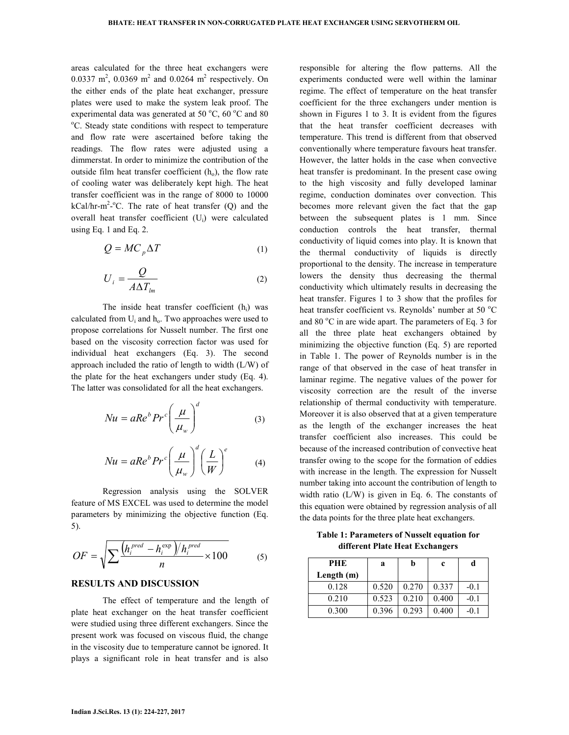areas calculated for the three heat exchangers were 0.0337 $m^2$, 0.0369 $m^2$ and 0.0264 $m^2$ respectively. On the either ends of the plate heat exchanger, pressure plates were used to make the system leak proof. The experimental data was generated at 50 $^oC$, 60 $^oC$ and 80 $^oC$. Steady state conditions with respect to temperature and flow rate were ascertained before taking the readings. The flow rates were adjusted using a dimmerstat. In order to minimize the contribution of the outside film heat transfer coefficient ($h_o$), the flow rate of cooling water was deliberately kept high. The heat transfer coefficient was in the range of 8000 to 10000 kCal/hr-$m^2$-$^oC$. The rate of heat transfer (Q) and the overall heat transfer coefficient ($U_i$) were calculated using Eq. 1 and Eq. 2.

$$Q = MC_p \Delta T \tag{1}$$

$$U_i = \frac{Q}{A\Delta T_{lm}} \tag{2}$$

The inside heat transfer coefficient ($h_i$) was calculated from $U_i$ and $h_o$. Two approaches were used to propose correlations for Nusselt number. The first one based on the viscosity correction factor was used for individual heat exchangers (Eq. 3). The second approach included the ratio of length to width (L/W) of the plate for the heat exchangers under study (Eq. 4). The latter was consolidated for all the heat exchangers.

$$Nu = aRe^b Pr^c \left(\frac{\mu}{\mu_w}\right)^d \tag{3}$$

$$Nu = aRe^b Pr^c \left(\frac{\mu}{\mu_w}\right)^d \left(\frac{L}{W}\right)^e \tag{4}$$

Regression analysis using the SOLVER feature of MS EXCEL was used to determine the model parameters by minimizing the objective function (Eq. 5).

$$OF = \sqrt{\sum \frac{\left(h_i^{pred} - h_i^{\exp}\right)/h_i^{pred}}{n} \times 100} \tag{5}$$

## RESULTS AND DISCUSSION

The effect of temperature and the length of plate heat exchanger on the heat transfer coefficient were studied using three different exchangers. Since the present work was focused on viscous fluid, the change in the viscosity due to temperature cannot be ignored. It plays a significant role in heat transfer and is also responsible for altering the flow patterns. All the experiments conducted were well within the laminar regime. The effect of temperature on the heat transfer coefficient for the three exchangers under mention is shown in Figures 1 to 3. It is evident from the figures that the heat transfer coefficient decreases with temperature. This trend is different from that observed conventionally where temperature favours heat transfer. However, the latter holds in the case when convective heat transfer is predominant. In the present case owing to the high viscosity and fully developed laminar regime, conduction dominates over convection. This becomes more relevant given the fact that the gap between the subsequent plates is 1 mm. Since conduction controls the heat transfer, thermal conductivity of liquid comes into play. It is known that the thermal conductivity of liquids is directly proportional to the density. The increase in temperature lowers the density thus decreasing the thermal conductivity which ultimately results in decreasing the heat transfer. Figures 1 to 3 show that the profiles for heat transfer coefficient vs. Reynolds' number at 50 $^oC$ and 80 $^oC$ in are wide apart. The parameters of Eq. 3 for all the three plate heat exchangers obtained by minimizing the objective function (Eq. 5) are reported in Table 1. The power of Reynolds number is in the range of that observed in the case of heat transfer in laminar regime. The negative values of the power for viscosity correction are the result of the inverse relationship of thermal conductivity with temperature. Moreover it is also observed that at a given temperature as the length of the exchanger increases the heat transfer coefficient also increases. This could be because of the increased contribution of convective heat transfer owing to the scope for the formation of eddies with increase in the length. The expression for Nusselt number taking into account the contribution of length to width ratio (L/W) is given in Eq. 6. The constants of this equation were obtained by regression analysis of all the data points for the three plate heat exchangers.

**Table 1: Parameters of Nusselt equation for different Plate Heat Exchangers**

| PHE Length (m) | a | b | c | d |
|---|---|---|---|---|
| 0.128 | 0.520 | 0.270 | 0.337 | -0.1 |
| 0.210 | 0.523 | 0.210 | 0.400 | -0.1 |
| 0.300 | 0.396 | 0.293 | 0.400 | -0.1 |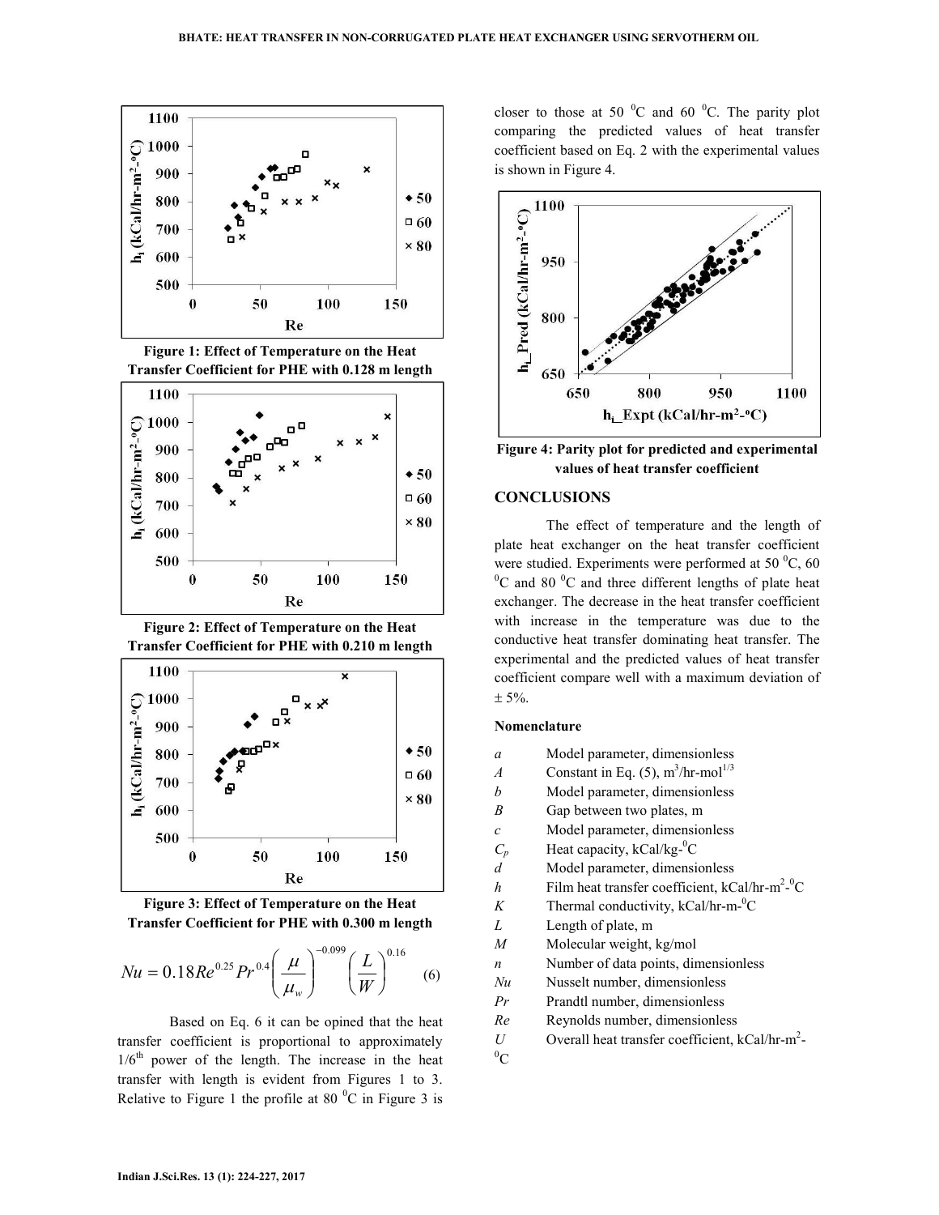Figure 1: Effect of Temperature on the Heat Transfer Coefficient for PHE with 0.128 m length

Figure 2: Effect of Temperature on the Heat Transfer Coefficient for PHE with 0.210 m length

Figure 3: Effect of Temperature on the Heat Transfer Coefficient for PHE with 0.300 m length

$$Nu = 0.18Re^{0.25}Pr^{0.4}\left(\frac{\mu}{\mu_w}\right)^{-0.099}\left(\frac{L}{W}\right)^{0.16} \quad (6)$$

Based on Eq. 6 it can be opined that the heat transfer coefficient is proportional to approximately 1/6$^{th}$ power of the length. The increase in the heat transfer with length is evident from Figures 1 to 3. Relative to Figure 1 the profile at 80 $^0$C in Figure 3 is closer to those at 50 $^0$C and 60 $^0$C. The parity plot comparing the predicted values of heat transfer coefficient based on Eq. 2 with the experimental values is shown in Figure 4.

Figure 4: Parity plot for predicted and experimental values of heat transfer coefficient

## CONCLUSIONS

The effect of temperature and the length of plate heat exchanger on the heat transfer coefficient were studied. Experiments were performed at 50 $^0$C, 60 $^0$C and 80 $^0$C and three different lengths of plate heat exchanger. The decrease in the heat transfer coefficient with increase in the temperature was due to the conductive heat transfer dominating heat transfer. The experimental and the predicted values of heat transfer coefficient compare well with a maximum deviation of ± 5%.

### Nomenclature

| | |
|---|---|
| $a$ | Model parameter, dimensionless |
| $A$ | Constant in Eq. (5), m$^3$/hr-mol$^{1/3}$ |
| $b$ | Model parameter, dimensionless |
| $B$ | Gap between two plates, m |
| $c$ | Model parameter, dimensionless |
| $C_p$ | Heat capacity, kCal/kg-$^0$C |
| $d$ | Model parameter, dimensionless |
| $h$ | Film heat transfer coefficient, kCal/hr-m$^2$-$^0$C |
| $K$ | Thermal conductivity, kCal/hr-m-$^0$C |
| $L$ | Length of plate, m |
| $M$ | Molecular weight, kg/mol |
| $n$ | Number of data points, dimensionless |
| $Nu$ | Nusselt number, dimensionless |
| $Pr$ | Prandtl number, dimensionless |
| $Re$ | Reynolds number, dimensionless |
| $U$ | Overall heat transfer coefficient, kCal/hr-m$^2$-$^0$C |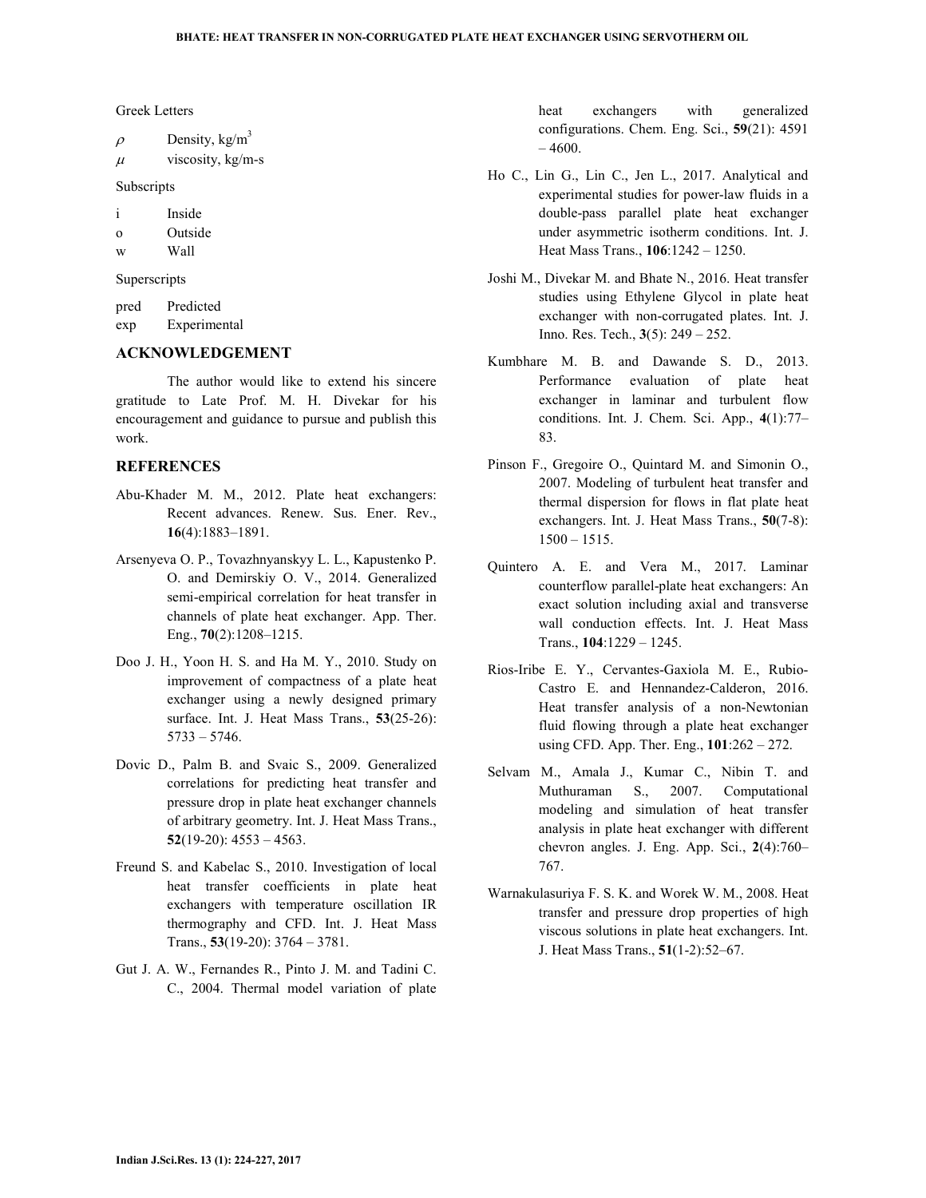Greek Letters

| | |
|---|---|
| $\rho$ | Density, kg/m$^3$ |
| $\mu$ | viscosity, kg/m-s |

Subscripts

| | |
|---|---|
| i | Inside |
| o | Outside |
| w | Wall |

Superscripts

| | |
|---|---|
| pred | Predicted |
| exp | Experimental |

## ACKNOWLEDGEMENT

The author would like to extend his sincere gratitude to Late Prof. M. H. Divekar for his encouragement and guidance to pursue and publish this work.

## REFERENCES

Abu-Khader M. M., 2012. Plate heat exchangers: Recent advances. Renew. Sus. Ener. Rev., **16**(4):1883–1891.

Arsenyeva O. P., Tovazhnyanskyy L. L., Kapustenko P. O. and Demirskiy O. V., 2014. Generalized semi-empirical correlation for heat transfer in channels of plate heat exchanger. App. Ther. Eng., **70**(2):1208–1215.

Doo J. H., Yoon H. S. and Ha M. Y., 2010. Study on improvement of compactness of a plate heat exchanger using a newly designed primary surface. Int. J. Heat Mass Trans., **53**(25-26): 5733 – 5746.

Dovic D., Palm B. and Svaic S., 2009. Generalized correlations for predicting heat transfer and pressure drop in plate heat exchanger channels of arbitrary geometry. Int. J. Heat Mass Trans., **52**(19-20): 4553 – 4563.

Freund S. and Kabelac S., 2010. Investigation of local heat transfer coefficients in plate heat exchangers with temperature oscillation IR thermography and CFD. Int. J. Heat Mass Trans., **53**(19-20): 3764 – 3781.

Gut J. A. W., Fernandes R., Pinto J. M. and Tadini C. C., 2004. Thermal model variation of plate heat exchangers with generalized configurations. Chem. Eng. Sci., **59**(21): 4591 – 4600.

Ho C., Lin G., Lin C., Jen L., 2017. Analytical and experimental studies for power-law fluids in a double-pass parallel plate heat exchanger under asymmetric isotherm conditions. Int. J. Heat Mass Trans., **106**:1242 – 1250.

Joshi M., Divekar M. and Bhate N., 2016. Heat transfer studies using Ethylene Glycol in plate heat exchanger with non-corrugated plates. Int. J. Inno. Res. Tech., **3**(5): 249 – 252.

Kumbhare M. B. and Dawande S. D., 2013. Performance evaluation of plate heat exchanger in laminar and turbulent flow conditions. Int. J. Chem. Sci. App., **4**(1):77–83.

Pinson F., Gregoire O., Quintard M. and Simonin O., 2007. Modeling of turbulent heat transfer and thermal dispersion for flows in flat plate heat exchangers. Int. J. Heat Mass Trans., **50**(7-8): 1500 – 1515.

Quintero A. E. and Vera M., 2017. Laminar counterflow parallel-plate heat exchangers: An exact solution including axial and transverse wall conduction effects. Int. J. Heat Mass Trans., **104**:1229 – 1245.

Rios-Iribe E. Y., Cervantes-Gaxiola M. E., Rubio-Castro E. and Hennandez-Calderon, 2016. Heat transfer analysis of a non-Newtonian fluid flowing through a plate heat exchanger using CFD. App. Ther. Eng., **101**:262 – 272.

Selvam M., Amala J., Kumar C., Nibin T. and Muthuraman S., 2007. Computational modeling and simulation of heat transfer analysis in plate heat exchanger with different chevron angles. J. Eng. App. Sci., **2**(4):760–767.

Warnakulasuriya F. S. K. and Worek W. M., 2008. Heat transfer and pressure drop properties of high viscous solutions in plate heat exchangers. Int. J. Heat Mass Trans., **51**(1-2):52–67.